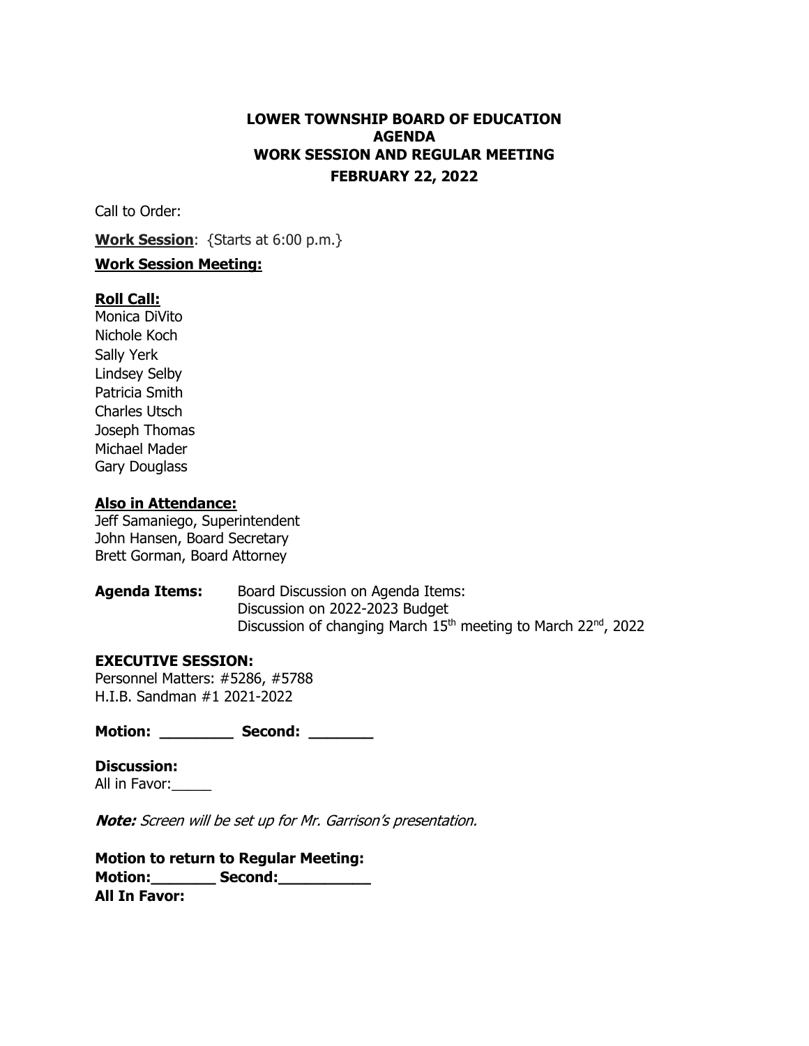# LOWER TOWNSHIP BOARD OF EDUCATION
## AGENDA
## WORK SESSION AND REGULAR MEETING
## FEBRUARY 22, 2022

Call to Order:

**Work Session**: {Starts at 6:00 p.m.}

**Work Session Meeting:**

**Roll Call:**

Monica DiVito
Nichole Koch
Sally Yerk
Lindsey Selby
Patricia Smith
Charles Utsch
Joseph Thomas
Michael Mader
Gary Douglass

**Also in Attendance:**

Jeff Samaniego, Superintendent
John Hansen, Board Secretary
Brett Gorman, Board Attorney

**Agenda Items:** Board Discussion on Agenda Items:
Discussion on 2022-2023 Budget
Discussion of changing March 15th meeting to March 22nd, 2022

**EXECUTIVE SESSION:**

Personnel Matters: #5286, #5788
H.I.B. Sandman #1 2021-2022

**Motion: ________ Second: _______**

**Discussion:**
All in Favor:_____

***Note:*** *Screen will be set up for Mr. Garrison's presentation.*

**Motion to return to Regular Meeting:**
**Motion:_______ Second:__________**
**All In Favor:**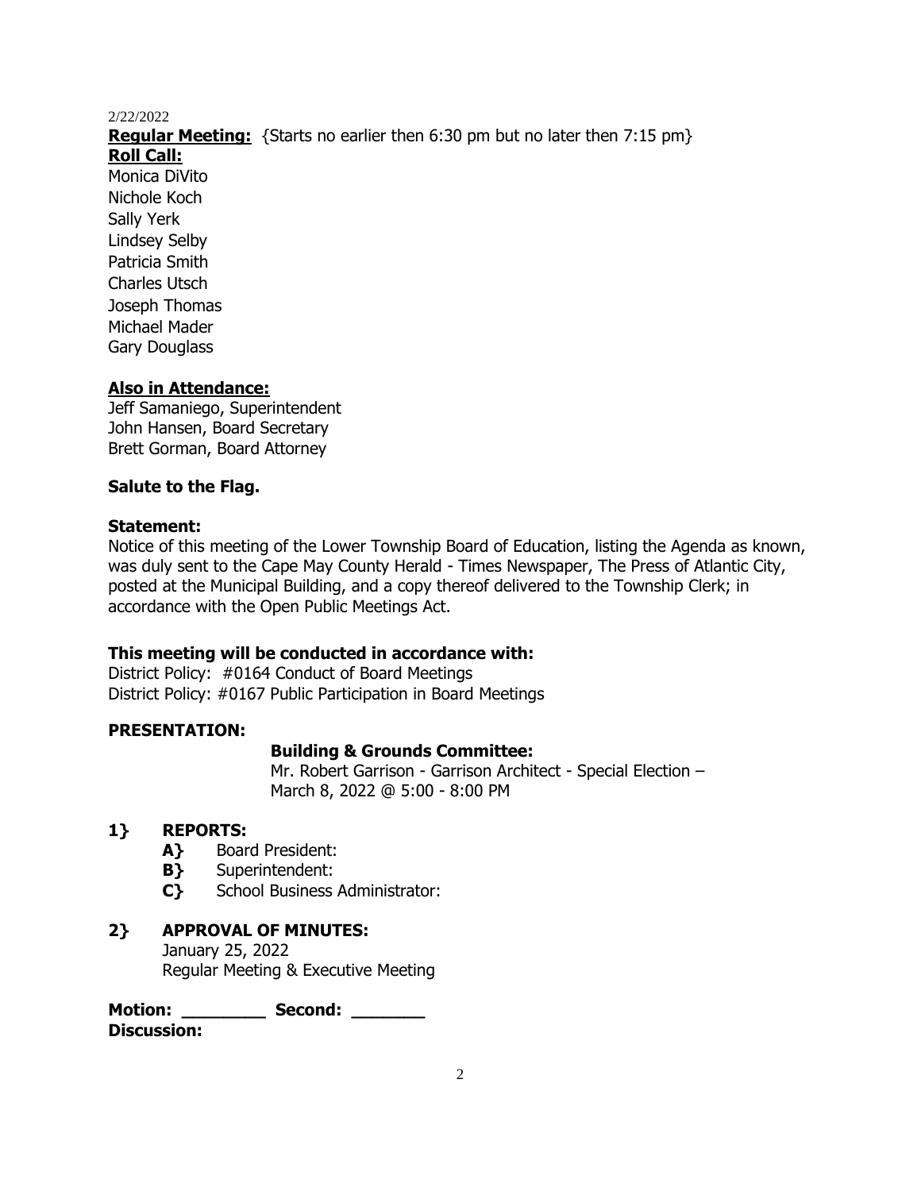2/22/2022

**Regular Meeting:** {Starts no earlier then 6:30 pm but no later then 7:15 pm}

**Roll Call:**

Monica DiVito
Nichole Koch
Sally Yerk
Lindsey Selby
Patricia Smith
Charles Utsch
Joseph Thomas
Michael Mader
Gary Douglass

**Also in Attendance:**

Jeff Samaniego, Superintendent
John Hansen, Board Secretary
Brett Gorman, Board Attorney

**Salute to the Flag.**

**Statement:**

Notice of this meeting of the Lower Township Board of Education, listing the Agenda as known, was duly sent to the Cape May County Herald - Times Newspaper, The Press of Atlantic City, posted at the Municipal Building, and a copy thereof delivered to the Township Clerk; in accordance with the Open Public Meetings Act.

**This meeting will be conducted in accordance with:**

District Policy: #0164 Conduct of Board Meetings
District Policy: #0167 Public Participation in Board Meetings

**PRESENTATION:**

**Building & Grounds Committee:**
Mr. Robert Garrison - Garrison Architect - Special Election – March 8, 2022 @ 5:00 - 8:00 PM

**1} REPORTS:**

- **A}** Board President:
- **B}** Superintendent:
- **C}** School Business Administrator:

**2} APPROVAL OF MINUTES:**

January 25, 2022
Regular Meeting & Executive Meeting

**Motion: ________ Second: _______**

**Discussion:**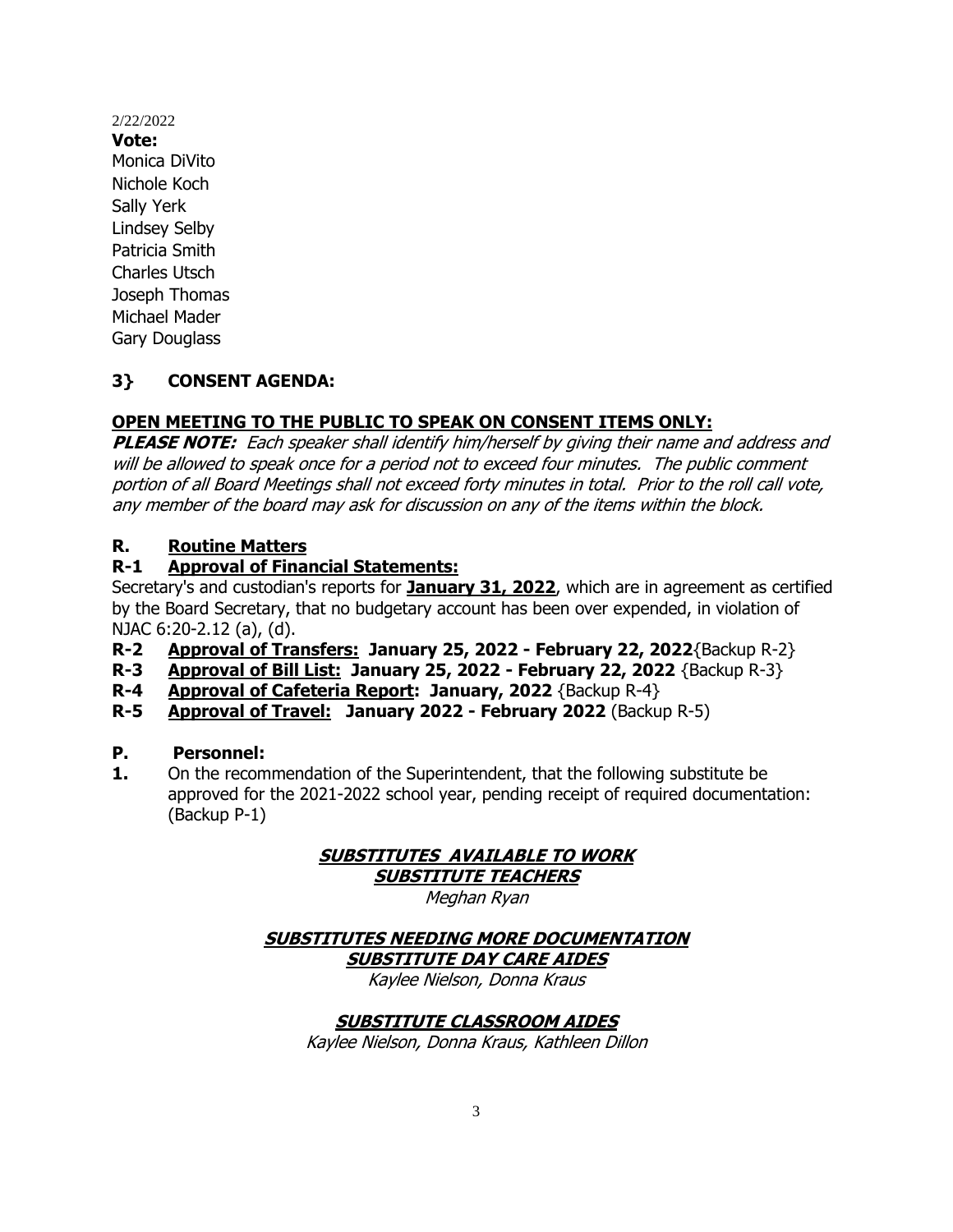2/22/2022

**Vote:**

Monica DiVito
Nichole Koch
Sally Yerk
Lindsey Selby
Patricia Smith
Charles Utsch
Joseph Thomas
Michael Mader
Gary Douglass

## 3} CONSENT AGENDA:

### OPEN MEETING TO THE PUBLIC TO SPEAK ON CONSENT ITEMS ONLY:

***PLEASE NOTE:*** *Each speaker shall identify him/herself by giving their name and address and will be allowed to speak once for a period not to exceed four minutes. The public comment portion of all Board Meetings shall not exceed forty minutes in total. Prior to the roll call vote, any member of the board may ask for discussion on any of the items within the block.*

### R. Routine Matters

**R-1 Approval of Financial Statements:**

Secretary's and custodian's reports for **January 31, 2022**, which are in agreement as certified by the Board Secretary, that no budgetary account has been over expended, in violation of NJAC 6:20-2.12 (a), (d).

**R-2 Approval of Transfers: January 25, 2022 - February 22, 2022**{Backup R-2}

**R-3 Approval of Bill List: January 25, 2022 - February 22, 2022** {Backup R-3}

**R-4 Approval of Cafeteria Report: January, 2022** {Backup R-4}

**R-5 Approval of Travel: January 2022 - February 2022** (Backup R-5)

### P. Personnel:

**1.** On the recommendation of the Superintendent, that the following substitute be approved for the 2021-2022 school year, pending receipt of required documentation: (Backup P-1)

***SUBSTITUTES AVAILABLE TO WORK***
***SUBSTITUTE TEACHERS***

*Meghan Ryan*

***SUBSTITUTES NEEDING MORE DOCUMENTATION***
***SUBSTITUTE DAY CARE AIDES***

*Kaylee Nielson, Donna Kraus*

***SUBSTITUTE CLASSROOM AIDES***

*Kaylee Nielson, Donna Kraus, Kathleen Dillon*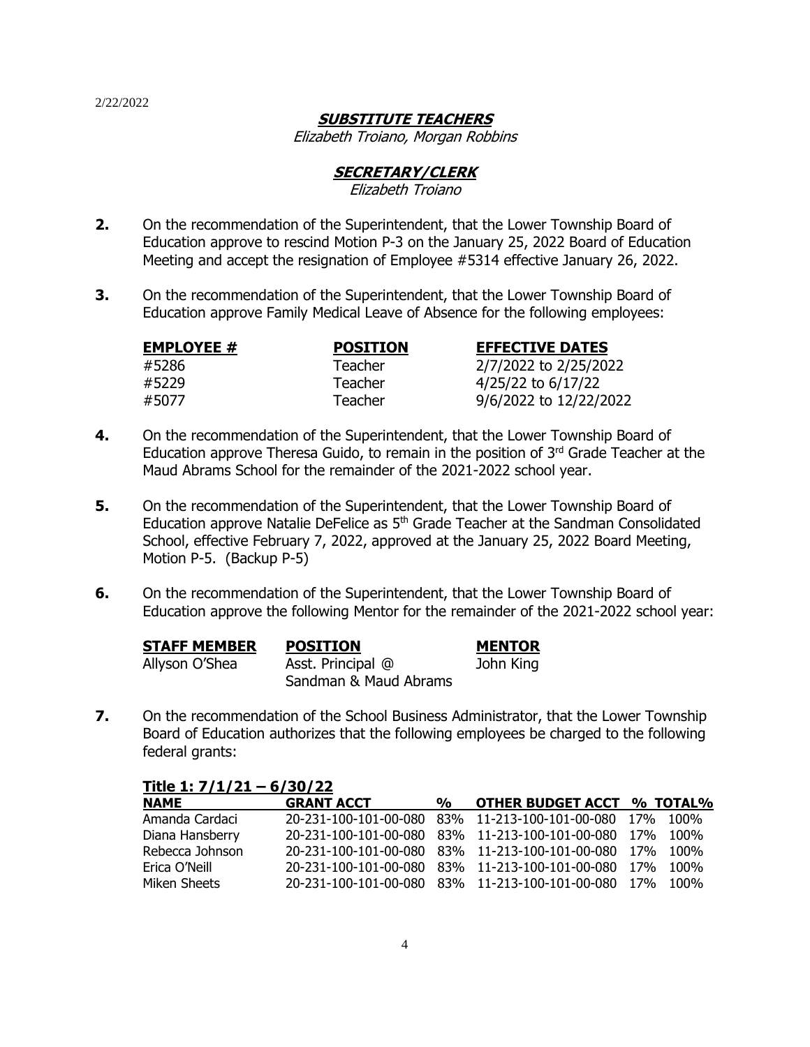2/22/2022

**SUBSTITUTE TEACHERS**

*Elizabeth Troiano, Morgan Robbins*

**SECRETARY/CLERK**

*Elizabeth Troiano*

**2.** On the recommendation of the Superintendent, that the Lower Township Board of Education approve to rescind Motion P-3 on the January 25, 2022 Board of Education Meeting and accept the resignation of Employee #5314 effective January 26, 2022.

**3.** On the recommendation of the Superintendent, that the Lower Township Board of Education approve Family Medical Leave of Absence for the following employees:

| EMPLOYEE # | POSITION | EFFECTIVE DATES |
|---|---|---|
| #5286 | Teacher | 2/7/2022 to 2/25/2022 |
| #5229 | Teacher | 4/25/22 to 6/17/22 |
| #5077 | Teacher | 9/6/2022 to 12/22/2022 |

**4.** On the recommendation of the Superintendent, that the Lower Township Board of Education approve Theresa Guido, to remain in the position of 3rd Grade Teacher at the Maud Abrams School for the remainder of the 2021-2022 school year.

**5.** On the recommendation of the Superintendent, that the Lower Township Board of Education approve Natalie DeFelice as 5th Grade Teacher at the Sandman Consolidated School, effective February 7, 2022, approved at the January 25, 2022 Board Meeting, Motion P-5. (Backup P-5)

**6.** On the recommendation of the Superintendent, that the Lower Township Board of Education approve the following Mentor for the remainder of the 2021-2022 school year:

| STAFF MEMBER | POSITION | MENTOR |
|---|---|---|
| Allyson O'Shea | Asst. Principal @ Sandman & Maud Abrams | John King |

**7.** On the recommendation of the School Business Administrator, that the Lower Township Board of Education authorizes that the following employees be charged to the following federal grants:

**Title 1: 7/1/21 – 6/30/22**

| NAME | GRANT ACCT | % | OTHER BUDGET ACCT | % | TOTAL% |
|---|---|---|---|---|---|
| Amanda Cardaci | 20-231-100-101-00-080 | 83% | 11-213-100-101-00-080 | 17% | 100% |
| Diana Hansberry | 20-231-100-101-00-080 | 83% | 11-213-100-101-00-080 | 17% | 100% |
| Rebecca Johnson | 20-231-100-101-00-080 | 83% | 11-213-100-101-00-080 | 17% | 100% |
| Erica O'Neill | 20-231-100-101-00-080 | 83% | 11-213-100-101-00-080 | 17% | 100% |
| Miken Sheets | 20-231-100-101-00-080 | 83% | 11-213-100-101-00-080 | 17% | 100% |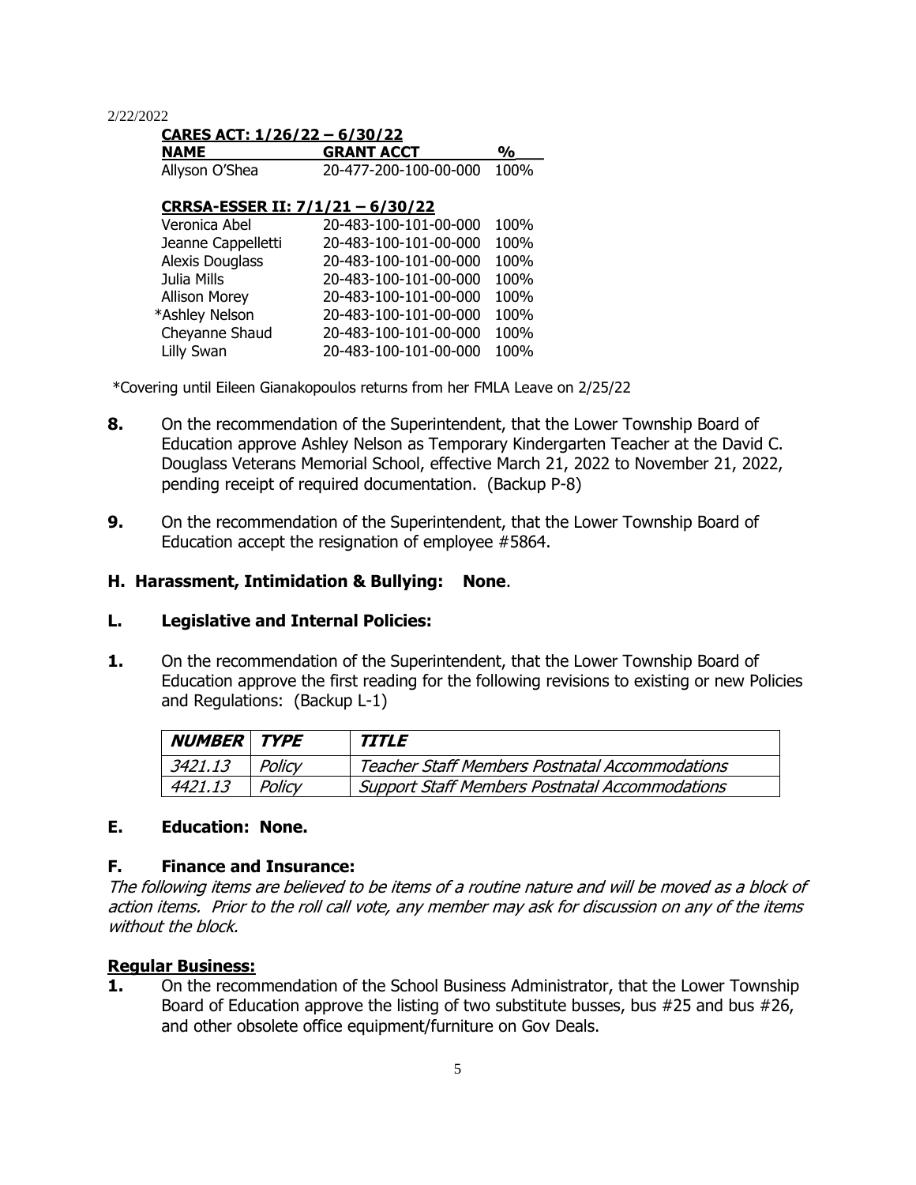2/22/2022

**CARES ACT: 1/26/22 – 6/30/22**

| NAME | GRANT ACCT | % |
|---|---|---|
| Allyson O'Shea | 20-477-200-100-00-000 | 100% |

**CRRSA-ESSER II: 7/1/21 – 6/30/22**

| NAME | GRANT ACCT | % |
|---|---|---|
| Veronica Abel | 20-483-100-101-00-000 | 100% |
| Jeanne Cappelletti | 20-483-100-101-00-000 | 100% |
| Alexis Douglass | 20-483-100-101-00-000 | 100% |
| Julia Mills | 20-483-100-101-00-000 | 100% |
| Allison Morey | 20-483-100-101-00-000 | 100% |
| *Ashley Nelson | 20-483-100-101-00-000 | 100% |
| Cheyanne Shaud | 20-483-100-101-00-000 | 100% |
| Lilly Swan | 20-483-100-101-00-000 | 100% |

*Covering until Eileen Gianakopoulos returns from her FMLA Leave on 2/25/22

**8.** On the recommendation of the Superintendent, that the Lower Township Board of Education approve Ashley Nelson as Temporary Kindergarten Teacher at the David C. Douglass Veterans Memorial School, effective March 21, 2022 to November 21, 2022, pending receipt of required documentation. (Backup P-8)

**9.** On the recommendation of the Superintendent, that the Lower Township Board of Education accept the resignation of employee #5864.

## H. Harassment, Intimidation & Bullying: None.

## L. Legislative and Internal Policies:

**1.** On the recommendation of the Superintendent, that the Lower Township Board of Education approve the first reading for the following revisions to existing or new Policies and Regulations: (Backup L-1)

| *NUMBER* | *TYPE* | *TITLE* |
|---|---|---|
| *3421.13* | *Policy* | *Teacher Staff Members Postnatal Accommodations* |
| *4421.13* | *Policy* | *Support Staff Members Postnatal Accommodations* |

## E. Education: None.

## F. Finance and Insurance:

*The following items are believed to be items of a routine nature and will be moved as a block of action items. Prior to the roll call vote, any member may ask for discussion on any of the items without the block.*

**Regular Business:**

**1.** On the recommendation of the School Business Administrator, that the Lower Township Board of Education approve the listing of two substitute busses, bus #25 and bus #26, and other obsolete office equipment/furniture on Gov Deals.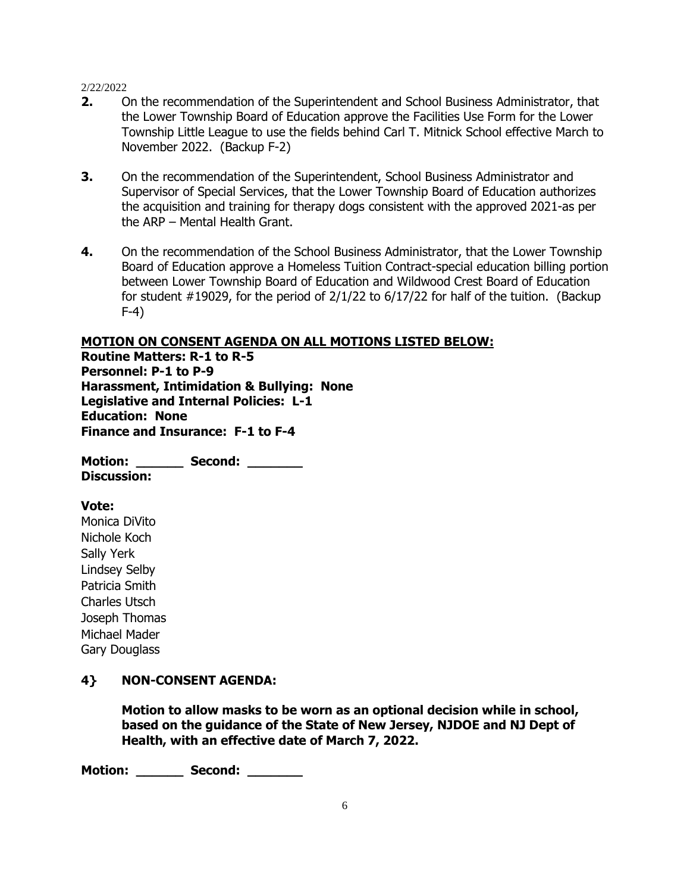2/22/2022

**2.** On the recommendation of the Superintendent and School Business Administrator, that the Lower Township Board of Education approve the Facilities Use Form for the Lower Township Little League to use the fields behind Carl T. Mitnick School effective March to November 2022. (Backup F-2)

**3.** On the recommendation of the Superintendent, School Business Administrator and Supervisor of Special Services, that the Lower Township Board of Education authorizes the acquisition and training for therapy dogs consistent with the approved 2021-as per the ARP – Mental Health Grant.

**4.** On the recommendation of the School Business Administrator, that the Lower Township Board of Education approve a Homeless Tuition Contract-special education billing portion between Lower Township Board of Education and Wildwood Crest Board of Education for student #19029, for the period of 2/1/22 to 6/17/22 for half of the tuition. (Backup F-4)

**MOTION ON CONSENT AGENDA ON ALL MOTIONS LISTED BELOW:**
**Routine Matters: R-1 to R-5**
**Personnel: P-1 to P-9**
**Harassment, Intimidation & Bullying: None**
**Legislative and Internal Policies: L-1**
**Education: None**
**Finance and Insurance: F-1 to F-4**

**Motion: ______ Second: _______**
**Discussion:**

**Vote:**
Monica DiVito
Nichole Koch
Sally Yerk
Lindsey Selby
Patricia Smith
Charles Utsch
Joseph Thomas
Michael Mader
Gary Douglass

**4} NON-CONSENT AGENDA:**

**Motion to allow masks to be worn as an optional decision while in school, based on the guidance of the State of New Jersey, NJDOE and NJ Dept of Health, with an effective date of March 7, 2022.**

**Motion: ______ Second: _______**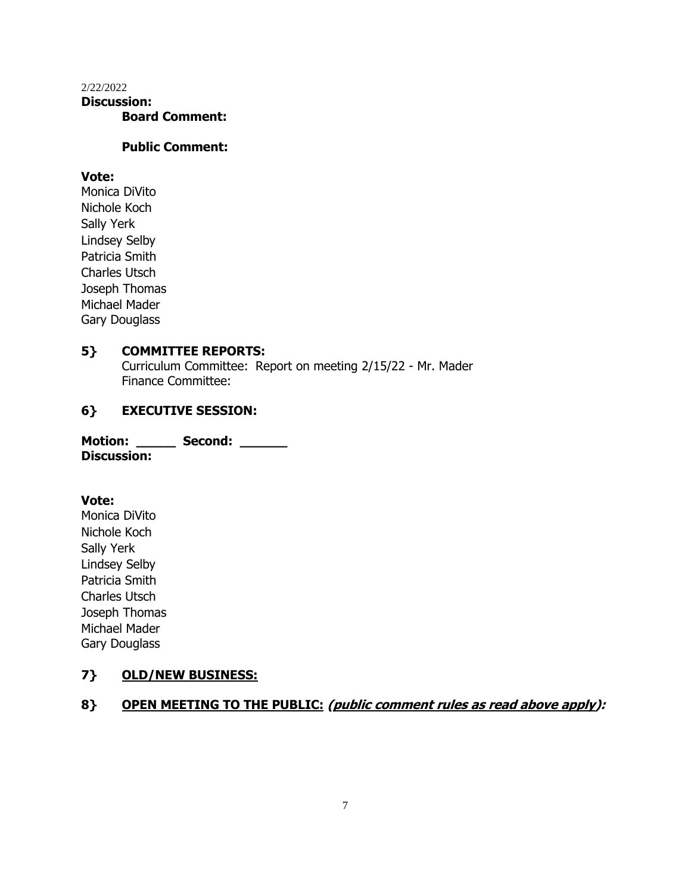2/22/2022

**Discussion:**

**Board Comment:**

**Public Comment:**

**Vote:**

Monica DiVito
Nichole Koch
Sally Yerk
Lindsey Selby
Patricia Smith
Charles Utsch
Joseph Thomas
Michael Mader
Gary Douglass

## 5} COMMITTEE REPORTS:

Curriculum Committee: Report on meeting 2/15/22 - Mr. Mader
Finance Committee:

## 6} EXECUTIVE SESSION:

**Motion: _____ Second: ______**
**Discussion:**

**Vote:**

Monica DiVito
Nichole Koch
Sally Yerk
Lindsey Selby
Patricia Smith
Charles Utsch
Joseph Thomas
Michael Mader
Gary Douglass

## 7} OLD/NEW BUSINESS:

## 8} OPEN MEETING TO THE PUBLIC: *(public comment rules as read above apply)*: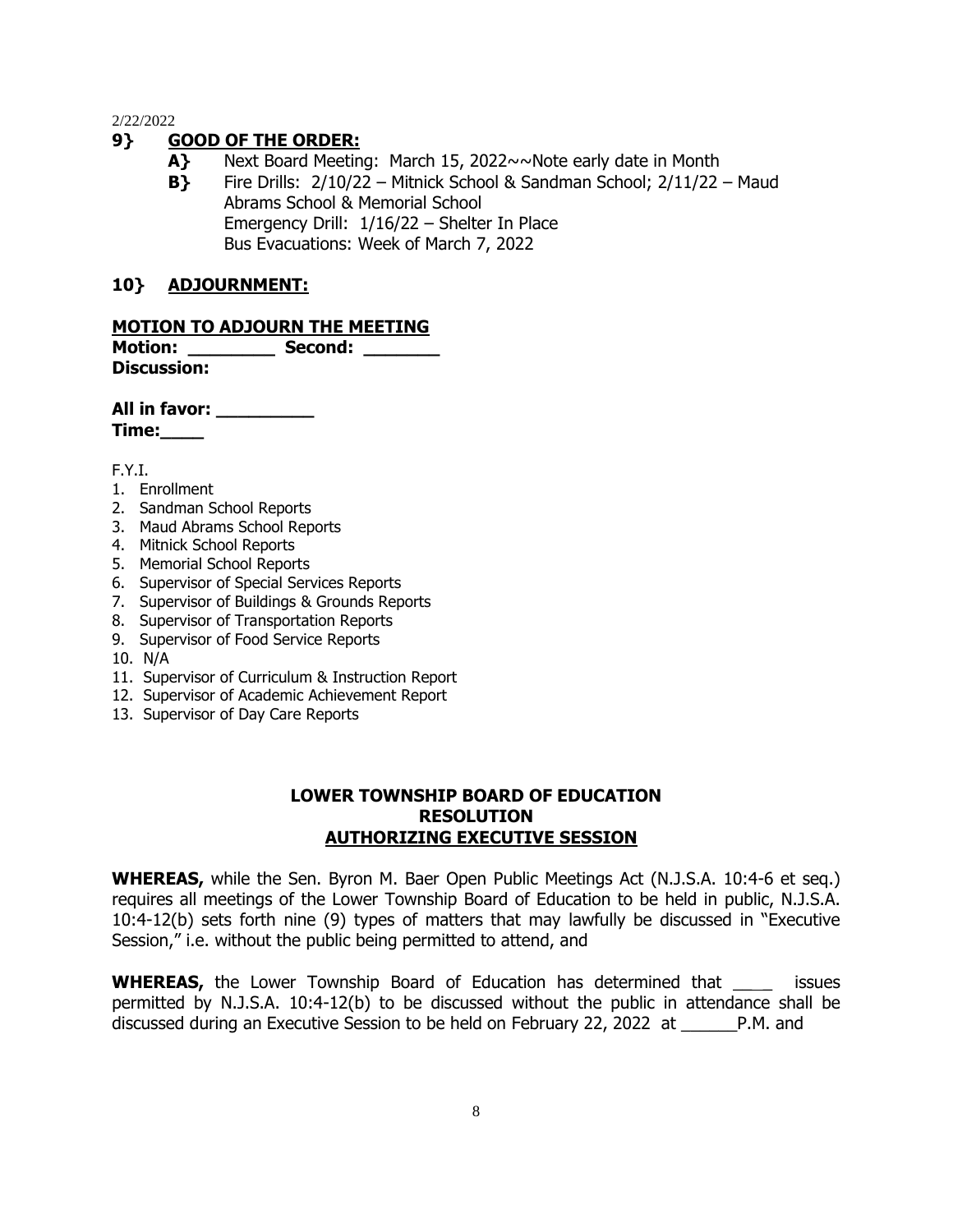2/22/2022

## 9} GOOD OF THE ORDER:

**A}** Next Board Meeting: March 15, 2022~~Note early date in Month

**B}** Fire Drills: 2/10/22 – Mitnick School & Sandman School; 2/11/22 – Maud Abrams School & Memorial School
Emergency Drill: 1/16/22 – Shelter In Place
Bus Evacuations: Week of March 7, 2022

## 10} ADJOURNMENT:

**MOTION TO ADJOURN THE MEETING**

**Motion: ________ Second: _______**

**Discussion:**

**All in favor: _________**

**Time:____**

F.Y.I.

1. Enrollment
2. Sandman School Reports
3. Maud Abrams School Reports
4. Mitnick School Reports
5. Memorial School Reports
6. Supervisor of Special Services Reports
7. Supervisor of Buildings & Grounds Reports
8. Supervisor of Transportation Reports
9. Supervisor of Food Service Reports
10. N/A
11. Supervisor of Curriculum & Instruction Report
12. Supervisor of Academic Achievement Report
13. Supervisor of Day Care Reports

**LOWER TOWNSHIP BOARD OF EDUCATION**
**RESOLUTION**
**AUTHORIZING EXECUTIVE SESSION**

**WHEREAS,** while the Sen. Byron M. Baer Open Public Meetings Act (N.J.S.A. 10:4-6 et seq.) requires all meetings of the Lower Township Board of Education to be held in public, N.J.S.A. 10:4-12(b) sets forth nine (9) types of matters that may lawfully be discussed in "Executive Session," i.e. without the public being permitted to attend, and

**WHEREAS,** the Lower Township Board of Education has determined that ____ issues permitted by N.J.S.A. 10:4-12(b) to be discussed without the public in attendance shall be discussed during an Executive Session to be held on February 22, 2022 at ______P.M. and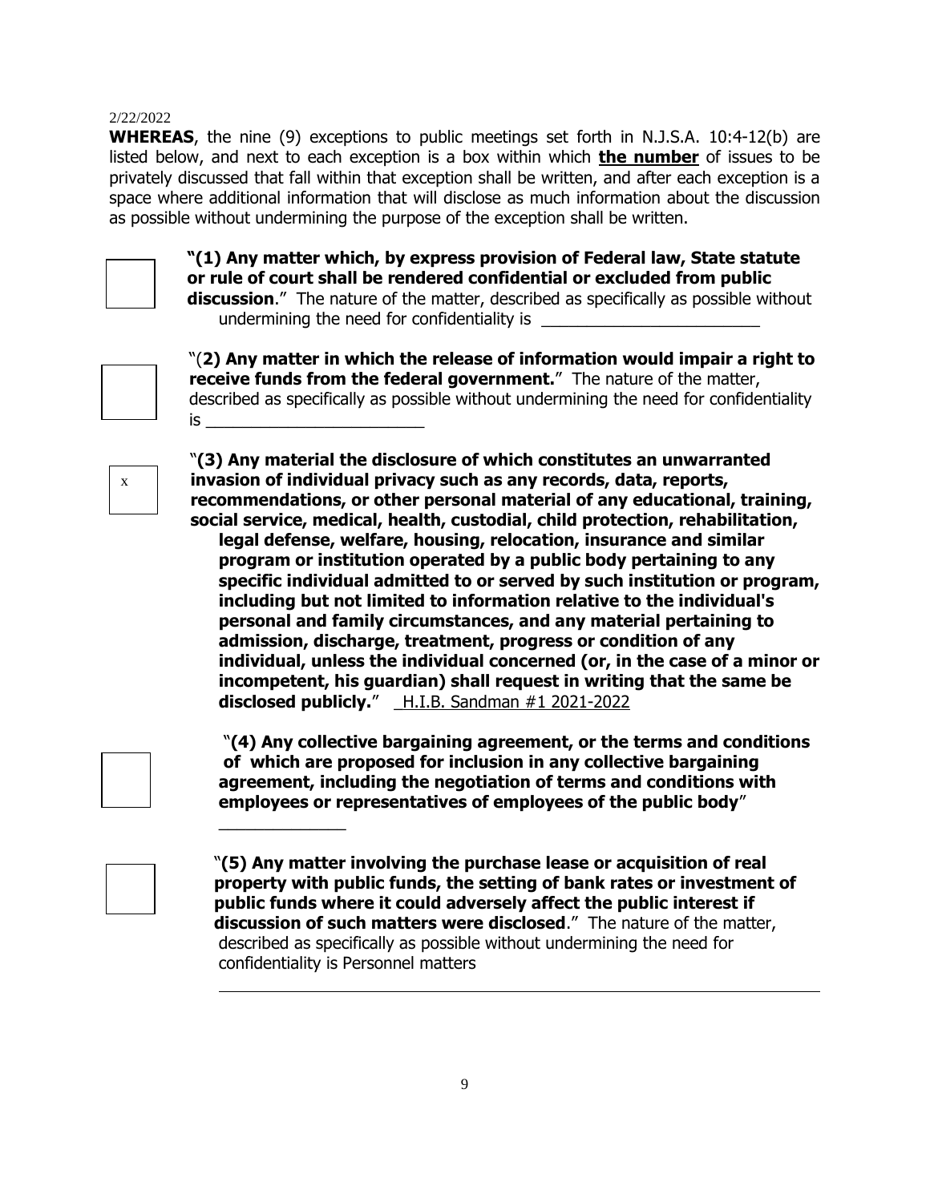2/22/2022

**WHEREAS**, the nine (9) exceptions to public meetings set forth in N.J.S.A. 10:4-12(b) are listed below, and next to each exception is a box within which **the number** of issues to be privately discussed that fall within that exception shall be written, and after each exception is a space where additional information that will disclose as much information about the discussion as possible without undermining the purpose of the exception shall be written.

[ ] **"(1) Any matter which, by express provision of Federal law, State statute or rule of court shall be rendered confidential or excluded from public discussion**." The nature of the matter, described as specifically as possible without undermining the need for confidentiality is ________________________

[ ] "(**2) Any matter in which the release of information would impair a right to receive funds from the federal government.**" The nature of the matter, described as specifically as possible without undermining the need for confidentiality is ________________________

[x] "**(3) Any material the disclosure of which constitutes an unwarranted invasion of individual privacy such as any records, data, reports, recommendations, or other personal material of any educational, training, social service, medical, health, custodial, child protection, rehabilitation, legal defense, welfare, housing, relocation, insurance and similar program or institution operated by a public body pertaining to any specific individual admitted to or served by such institution or program, including but not limited to information relative to the individual's personal and family circumstances, and any material pertaining to admission, discharge, treatment, progress or condition of any individual, unless the individual concerned (or, in the case of a minor or incompetent, his guardian) shall request in writing that the same be disclosed publicly.**" _H.I.B. Sandman #1 2021-2022

[ ] "**(4) Any collective bargaining agreement, or the terms and conditions of which are proposed for inclusion in any collective bargaining agreement, including the negotiation of terms and conditions with employees or representatives of employees of the public body**"

______________

[ ] "**(5) Any matter involving the purchase lease or acquisition of real property with public funds, the setting of bank rates or investment of public funds where it could adversely affect the public interest if discussion of such matters were disclosed**." The nature of the matter, described as specifically as possible without undermining the need for confidentiality is Personnel matters

________________________________________________________________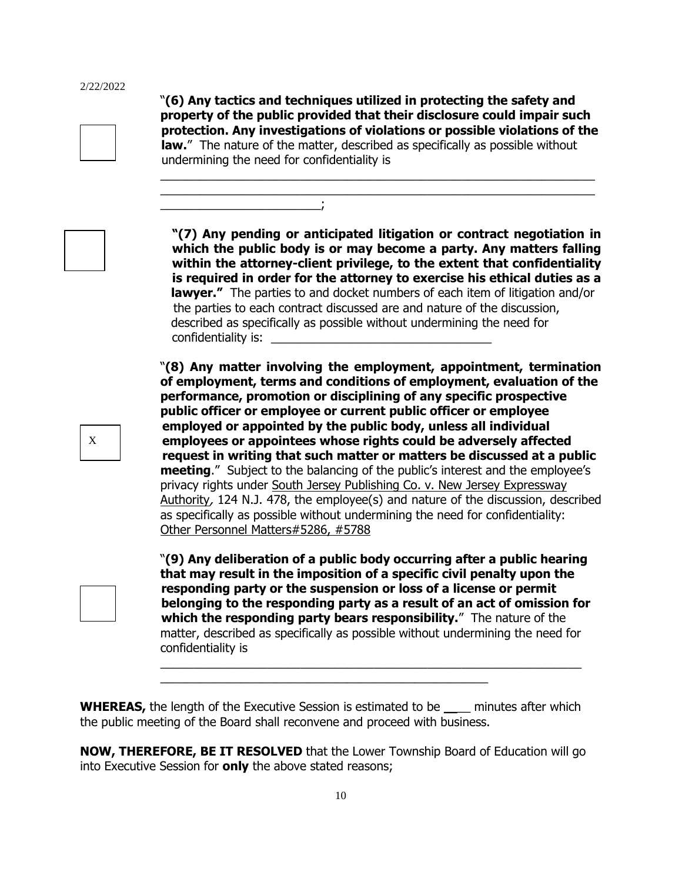☐ "**(6) Any tactics and techniques utilized in protecting the safety and property of the public provided that their disclosure could impair such protection. Any investigations of violations or possible violations of the law.**" The nature of the matter, described as specifically as possible without undermining the need for confidentiality is

_______________________________________________________________
_______________________________________________________________
______________________;

☐ **"(7) Any pending or anticipated litigation or contract negotiation in which the public body is or may become a party. Any matters falling within the attorney-client privilege, to the extent that confidentiality is required in order for the attorney to exercise his ethical duties as a lawyer."** The parties to and docket numbers of each item of litigation and/or the parties to each contract discussed are and nature of the discussion, described as specifically as possible without undermining the need for confidentiality is: ________________________________

X "**(8) Any matter involving the employment, appointment, termination of employment, terms and conditions of employment, evaluation of the performance, promotion or disciplining of any specific prospective public officer or employee or current public officer or employee employed or appointed by the public body, unless all individual employees or appointees whose rights could be adversely affected request in writing that such matter or matters be discussed at a public meeting**." Subject to the balancing of the public's interest and the employee's privacy rights under South Jersey Publishing Co. v. New Jersey Expressway Authority, 124 N.J. 478, the employee(s) and nature of the discussion, described as specifically as possible without undermining the need for confidentiality: Other Personnel Matters#5286, #5788

☐ "**(9) Any deliberation of a public body occurring after a public hearing that may result in the imposition of a specific civil penalty upon the responding party or the suspension or loss of a license or permit belonging to the responding party as a result of an act of omission for which the responding party bears responsibility.**" The nature of the matter, described as specifically as possible without undermining the need for confidentiality is

_______________________________________________________________
_______________________________________________

**WHEREAS,** the length of the Executive Session is estimated to be ____ minutes after which the public meeting of the Board shall reconvene and proceed with business.

**NOW, THEREFORE, BE IT RESOLVED** that the Lower Township Board of Education will go into Executive Session for **only** the above stated reasons;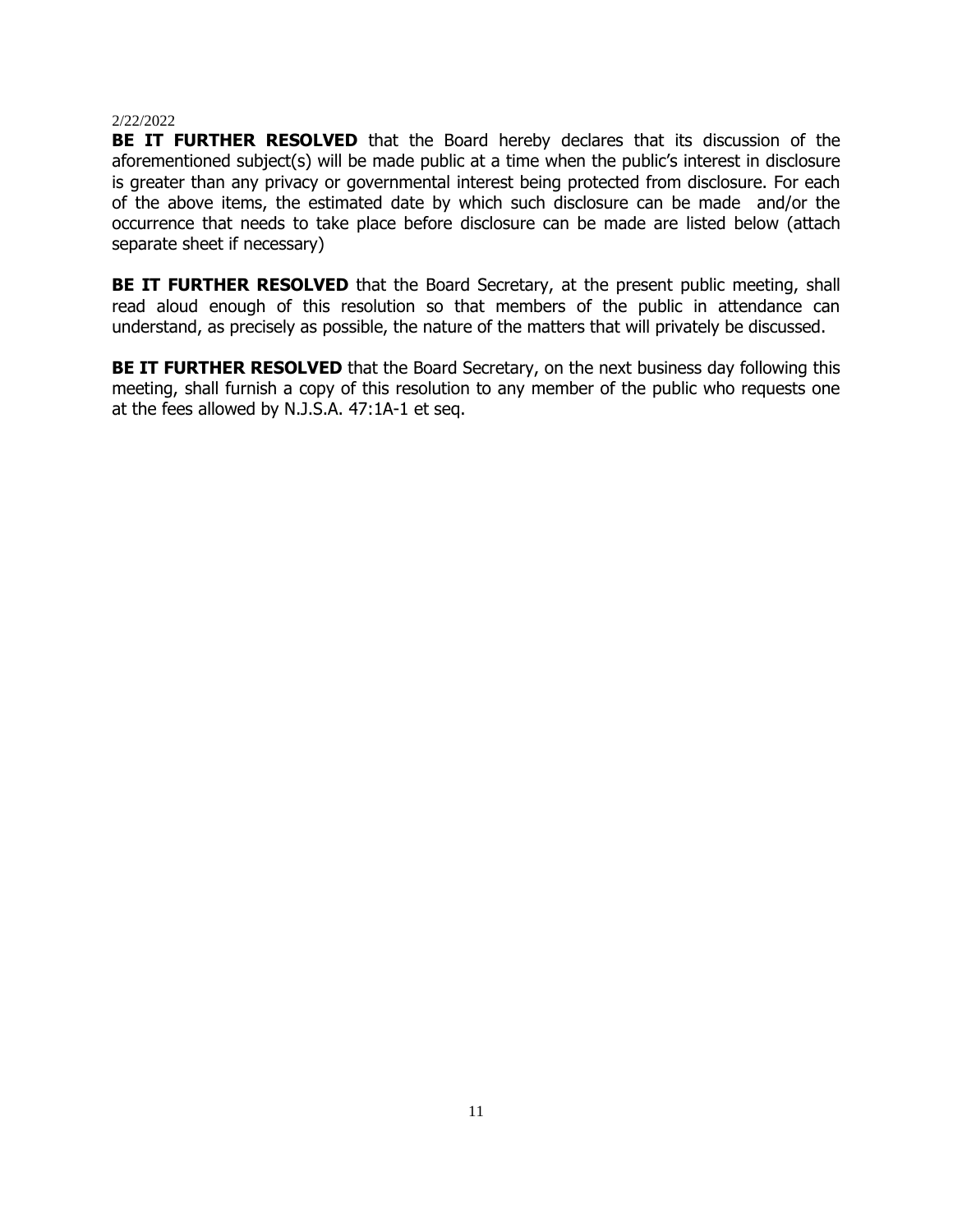2/22/2022

**BE IT FURTHER RESOLVED** that the Board hereby declares that its discussion of the aforementioned subject(s) will be made public at a time when the public's interest in disclosure is greater than any privacy or governmental interest being protected from disclosure. For each of the above items, the estimated date by which such disclosure can be made and/or the occurrence that needs to take place before disclosure can be made are listed below (attach separate sheet if necessary)

**BE IT FURTHER RESOLVED** that the Board Secretary, at the present public meeting, shall read aloud enough of this resolution so that members of the public in attendance can understand, as precisely as possible, the nature of the matters that will privately be discussed.

**BE IT FURTHER RESOLVED** that the Board Secretary, on the next business day following this meeting, shall furnish a copy of this resolution to any member of the public who requests one at the fees allowed by N.J.S.A. 47:1A-1 et seq.